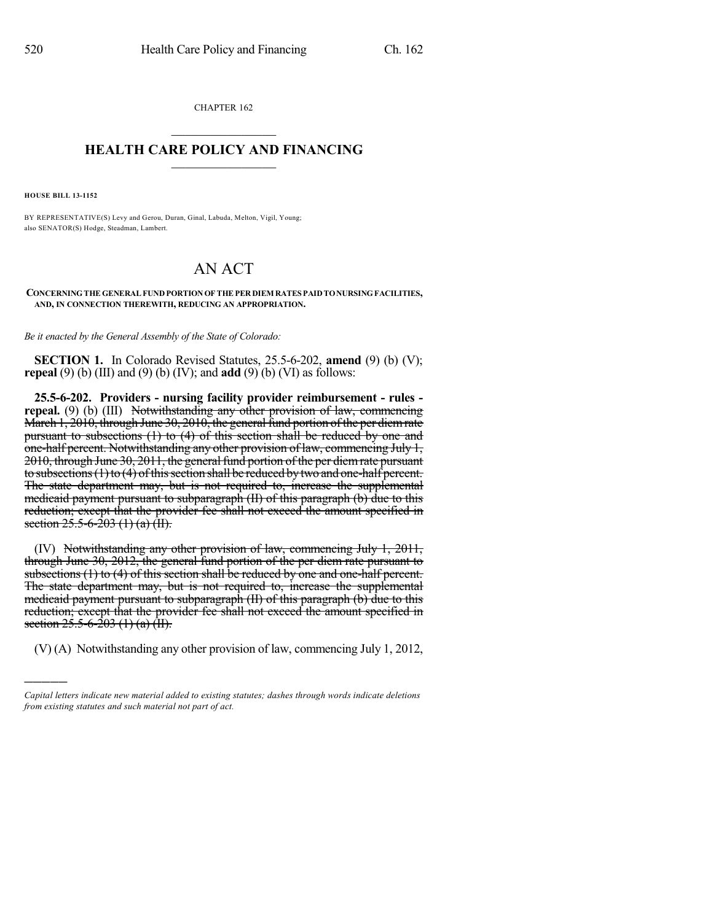CHAPTER 162

# HEALTH CARE POLICY AND FINANCING

**HOUSE BILL 13-1152**

BY REPRESENTATIVE(S) Levy and Gerou, Duran, Ginal, Labuda, Melton, Vigil, Young; also SENATOR(S) Hodge, Steadman, Lambert.

# AN ACT

**CONCERNING THE GENERAL FUND PORTION OF THE PER DIEM RATES PAID TO NURSING FACILITIES, AND, IN CONNECTION THEREWITH, REDUCING AN APPROPRIATION.**

*Be it enacted by the General Assembly of the State of Colorado:*

**SECTION 1.** In Colorado Revised Statutes, 25.5-6-202, **amend** (9) (b) (V); **repeal** (9) (b) (III) and (9) (b) (IV); and **add** (9) (b) (VI) as follows:

**25.5-6-202. Providers - nursing facility provider reimbursement - rules - repeal.** (9) (b) (III) ~~Notwithstanding any other provision of law, commencing March 1, 2010, through June 30, 2010, the general fund portion of the per diem rate pursuant to subsections (1) to (4) of this section shall be reduced by one and one-half percent. Notwithstanding any other provision of law, commencing July 1, 2010, through June 30, 2011, the general fund portion of the per diem rate pursuant to subsections (1) to (4) of this section shall be reduced by two and one-half percent. The state department may, but is not required to, increase the supplemental medicaid payment pursuant to subparagraph (II) of this paragraph (b) due to this reduction; except that the provider fee shall not exceed the amount specified in section 25.5-6-203 (1) (a) (II).~~

(IV) ~~Notwithstanding any other provision of law, commencing July 1, 2011, through June 30, 2012, the general fund portion of the per diem rate pursuant to subsections (1) to (4) of this section shall be reduced by one and one-half percent. The state department may, but is not required to, increase the supplemental medicaid payment pursuant to subparagraph (II) of this paragraph (b) due to this reduction; except that the provider fee shall not exceed the amount specified in section 25.5-6-203 (1) (a) (II).~~

(V) (A) Notwithstanding any other provision of law, commencing July 1, 2012,

*Capital letters indicate new material added to existing statutes; dashes through words indicate deletions from existing statutes and such material not part of act.*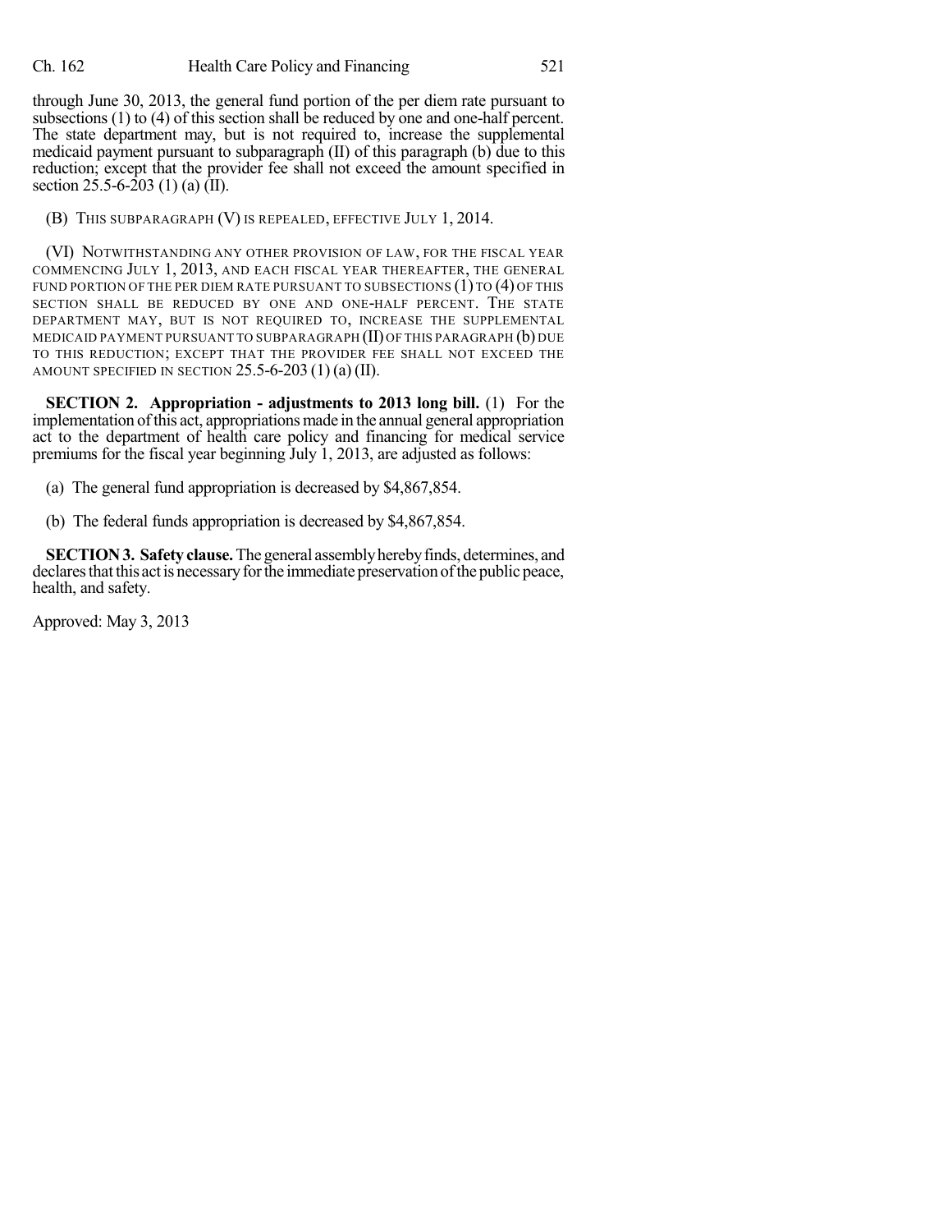through June 30, 2013, the general fund portion of the per diem rate pursuant to subsections (1) to (4) of this section shall be reduced by one and one-half percent. The state department may, but is not required to, increase the supplemental medicaid payment pursuant to subparagraph (II) of this paragraph (b) due to this reduction; except that the provider fee shall not exceed the amount specified in section 25.5-6-203 (1) (a) (II).

(B) THIS SUBPARAGRAPH (V) IS REPEALED, EFFECTIVE JULY 1, 2014.

(VI) NOTWITHSTANDING ANY OTHER PROVISION OF LAW, FOR THE FISCAL YEAR COMMENCING JULY 1, 2013, AND EACH FISCAL YEAR THEREAFTER, THE GENERAL FUND PORTION OF THE PER DIEM RATE PURSUANT TO SUBSECTIONS (1) TO (4) OF THIS SECTION SHALL BE REDUCED BY ONE AND ONE-HALF PERCENT. THE STATE DEPARTMENT MAY, BUT IS NOT REQUIRED TO, INCREASE THE SUPPLEMENTAL MEDICAID PAYMENT PURSUANT TO SUBPARAGRAPH (II) OF THIS PARAGRAPH (b) DUE TO THIS REDUCTION; EXCEPT THAT THE PROVIDER FEE SHALL NOT EXCEED THE AMOUNT SPECIFIED IN SECTION 25.5-6-203 (1) (a) (II).

**SECTION 2. Appropriation - adjustments to 2013 long bill.** (1) For the implementation of this act, appropriations made in the annual general appropriation act to the department of health care policy and financing for medical service premiums for the fiscal year beginning July 1, 2013, are adjusted as follows:

(a) The general fund appropriation is decreased by $4,867,854.

(b) The federal funds appropriation is decreased by $4,867,854.

**SECTION 3. Safety clause.** The general assembly hereby finds, determines, and declares that this act is necessary for the immediate preservation of the public peace, health, and safety.

Approved: May 3, 2013